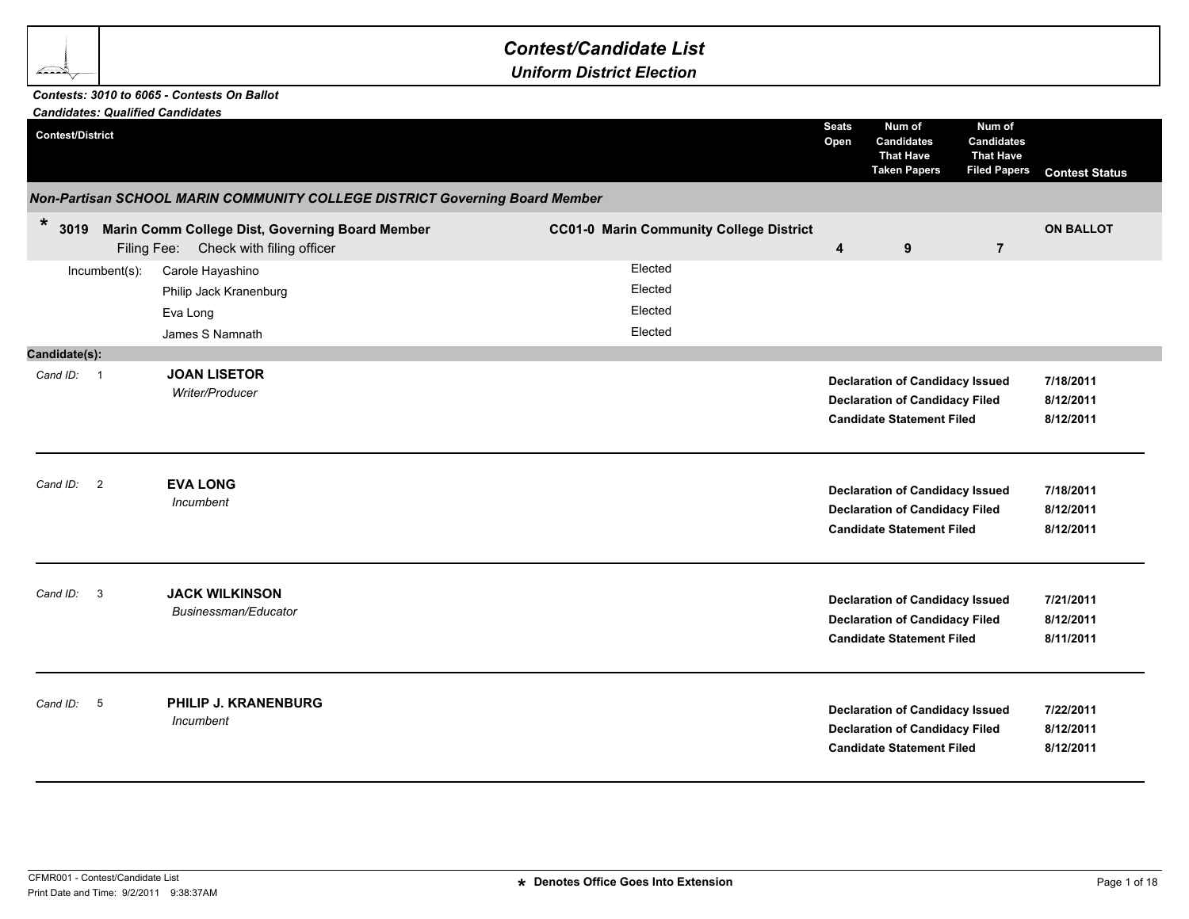# Contest/Candidate List

## Uniform District Election

***Contests: 3010 to 6065 - Contests On Ballot***
***Candidates: Qualified Candidates***

| Contest/District | | Seats Open | Num of Candidates That Have Taken Papers | Num of Candidates That Have Filed Papers | Contest Status |
|---|---|---|---|---|---|

### *Non-Partisan SCHOOL MARIN COMMUNITY COLLEGE DISTRICT Governing Board Member*

| Contest/District | | Seats Open | Num of Candidates That Have Taken Papers | Num of Candidates That Have Filed Papers | Contest Status |
|---|---|---|---|---|---|
| * **3019 Marin Comm College Dist, Governing Board Member** Filing Fee: Check with filing officer | **CC01-0 Marin Community College District** | **4** | **9** | **7** | **ON BALLOT** |

| Incumbent(s): | | |
|---|---|---|
| | Carole Hayashino | Elected |
| | Philip Jack Kranenburg | Elected |
| | Eva Long | Elected |
| | James S Namnath | Elected |

**Candidate(s):**

*Cand ID:* 1 — **JOAN LISETOR**
*Writer/Producer*

| | |
|---|---|
| **Declaration of Candidacy Issued** | **7/18/2011** |
| **Declaration of Candidacy Filed** | **8/12/2011** |
| **Candidate Statement Filed** | **8/12/2011** |

---

*Cand ID:* 2 — **EVA LONG**
*Incumbent*

| | |
|---|---|
| **Declaration of Candidacy Issued** | **7/18/2011** |
| **Declaration of Candidacy Filed** | **8/12/2011** |
| **Candidate Statement Filed** | **8/12/2011** |

---

*Cand ID:* 3 — **JACK WILKINSON**
*Businessman/Educator*

| | |
|---|---|
| **Declaration of Candidacy Issued** | **7/21/2011** |
| **Declaration of Candidacy Filed** | **8/12/2011** |
| **Candidate Statement Filed** | **8/11/2011** |

---

*Cand ID:* 5 — **PHILIP J. KRANENBURG**
*Incumbent*

| | |
|---|---|
| **Declaration of Candidacy Issued** | **7/22/2011** |
| **Declaration of Candidacy Filed** | **8/12/2011** |
| **Candidate Statement Filed** | **8/12/2011** |

---

CFMR001 - Contest/Candidate List
Print Date and Time: 9/2/2011 9:38:37AM

**\* Denotes Office Goes Into Extension**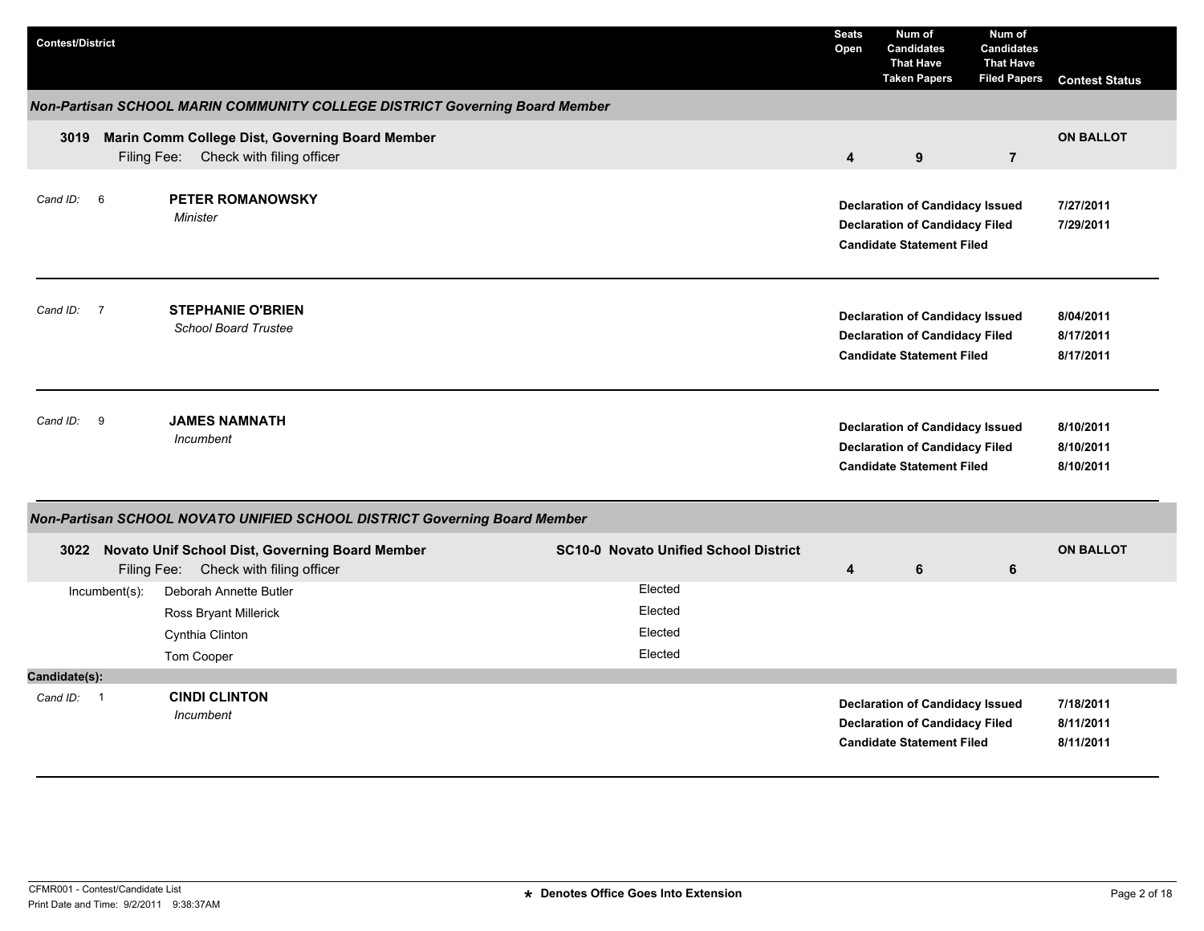| Contest/District | Seats Open | Num of Candidates That Have Taken Papers | Num of Candidates That Have Filed Papers | Contest Status |
|---|---|---|---|---|

### Non-Partisan SCHOOL MARIN COMMUNITY COLLEGE DISTRICT Governing Board Member

| Contest/District | Seats Open | Num of Candidates That Have Taken Papers | Num of Candidates That Have Filed Papers | Contest Status |
|---|---|---|---|---|
| **3019 Marin Comm College Dist, Governing Board Member** Filing Fee: Check with filing officer | 4 | 9 | 7 | ON BALLOT |

Cand ID: 6 — **PETER ROMANOWSKY**
*Minister*

| | |
|---|---|
| Declaration of Candidacy Issued | 7/27/2011 |
| Declaration of Candidacy Filed | 7/29/2011 |
| Candidate Statement Filed | |

Cand ID: 7 — **STEPHANIE O'BRIEN**
*School Board Trustee*

| | |
|---|---|
| Declaration of Candidacy Issued | 8/04/2011 |
| Declaration of Candidacy Filed | 8/17/2011 |
| Candidate Statement Filed | 8/17/2011 |

Cand ID: 9 — **JAMES NAMNATH**
*Incumbent*

| | |
|---|---|
| Declaration of Candidacy Issued | 8/10/2011 |
| Declaration of Candidacy Filed | 8/10/2011 |
| Candidate Statement Filed | 8/10/2011 |

### Non-Partisan SCHOOL NOVATO UNIFIED SCHOOL DISTRICT Governing Board Member

| Contest/District | District | Seats Open | Num of Candidates That Have Taken Papers | Num of Candidates That Have Filed Papers | Contest Status |
|---|---|---|---|---|---|
| **3022 Novato Unif School Dist, Governing Board Member** Filing Fee: Check with filing officer | SC10-0 Novato Unified School District | 4 | 6 | 6 | ON BALLOT |

| Incumbent(s): | |
|---|---|
| Deborah Annette Butler | Elected |
| Ross Bryant Millerick | Elected |
| Cynthia Clinton | Elected |
| Tom Cooper | Elected |

**Candidate(s):**

Cand ID: 1 — **CINDI CLINTON**
*Incumbent*

| | |
|---|---|
| Declaration of Candidacy Issued | 7/18/2011 |
| Declaration of Candidacy Filed | 8/11/2011 |
| Candidate Statement Filed | 8/11/2011 |

CFMR001 - Contest/Candidate List
Print Date and Time: 9/2/2011 9:38:37AM

* Denotes Office Goes Into Extension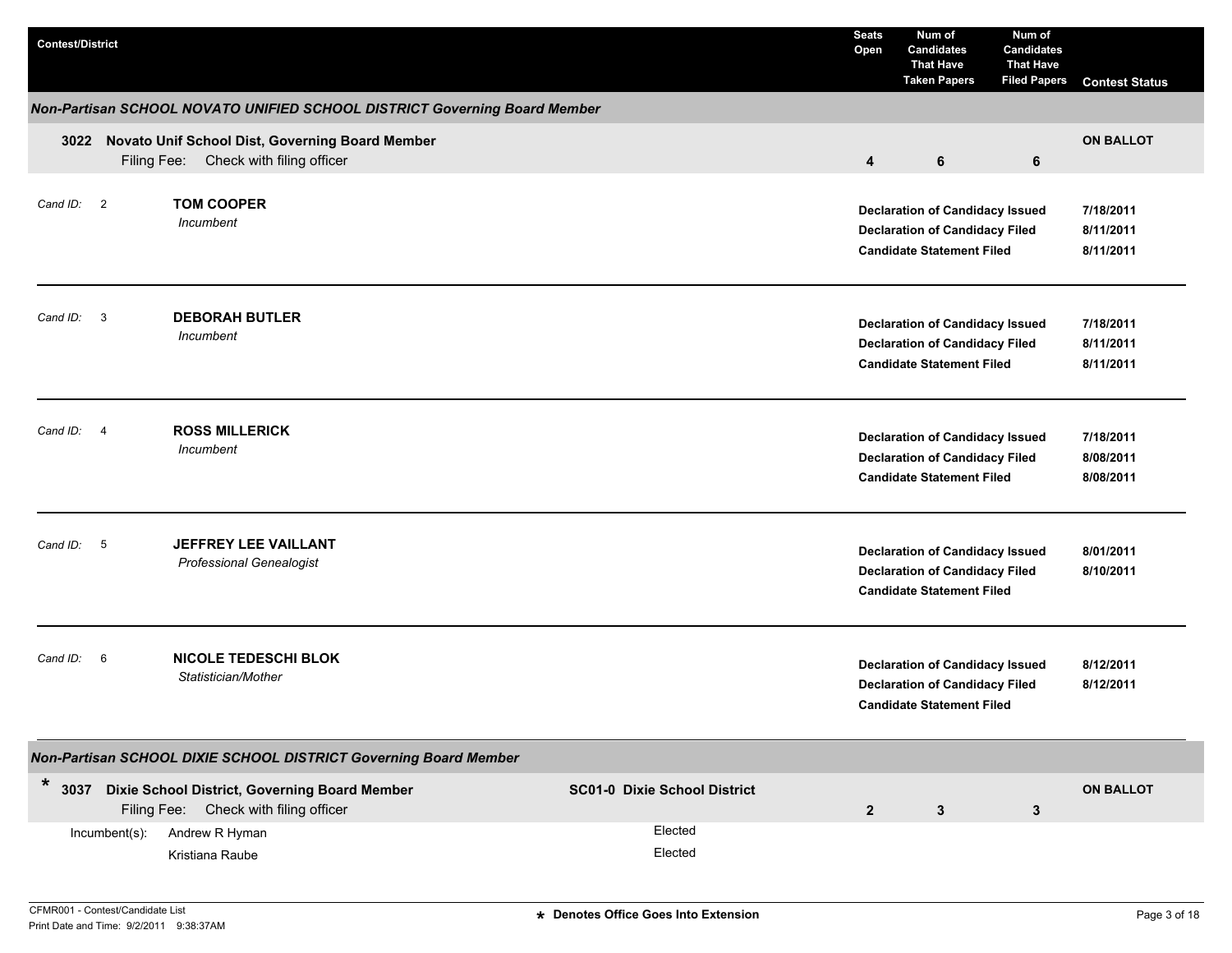| Contest/District | Seats Open | Num of Candidates That Have Taken Papers | Num of Candidates That Have Filed Papers | Contest Status |
|---|---|---|---|---|

## Non-Partisan SCHOOL NOVATO UNIFIED SCHOOL DISTRICT Governing Board Member

| Contest/District | Seats Open | Num of Candidates That Have Taken Papers | Num of Candidates That Have Filed Papers | Contest Status |
|---|---|---|---|---|
| **3022 Novato Unif School Dist, Governing Board Member**<br>Filing Fee: Check with filing officer | **4** | **6** | **6** | **ON BALLOT** |

*Cand ID:* 2 — **TOM COOPER**
*Incumbent*

| | |
|---|---|
| **Declaration of Candidacy Issued** | **7/18/2011** |
| **Declaration of Candidacy Filed** | **8/11/2011** |
| **Candidate Statement Filed** | **8/11/2011** |

---

*Cand ID:* 3 — **DEBORAH BUTLER**
*Incumbent*

| | |
|---|---|
| **Declaration of Candidacy Issued** | **7/18/2011** |
| **Declaration of Candidacy Filed** | **8/11/2011** |
| **Candidate Statement Filed** | **8/11/2011** |

---

*Cand ID:* 4 — **ROSS MILLERICK**
*Incumbent*

| | |
|---|---|
| **Declaration of Candidacy Issued** | **7/18/2011** |
| **Declaration of Candidacy Filed** | **8/08/2011** |
| **Candidate Statement Filed** | **8/08/2011** |

---

*Cand ID:* 5 — **JEFFREY LEE VAILLANT**
*Professional Genealogist*

| | |
|---|---|
| **Declaration of Candidacy Issued** | **8/01/2011** |
| **Declaration of Candidacy Filed** | **8/10/2011** |
| **Candidate Statement Filed** | |

---

*Cand ID:* 6 — **NICOLE TEDESCHI BLOK**
*Statistician/Mother*

| | |
|---|---|
| **Declaration of Candidacy Issued** | **8/12/2011** |
| **Declaration of Candidacy Filed** | **8/12/2011** |
| **Candidate Statement Filed** | |

---

## Non-Partisan SCHOOL DIXIE SCHOOL DISTRICT Governing Board Member

| Contest/District | | Seats Open | Num of Candidates That Have Taken Papers | Num of Candidates That Have Filed Papers | Contest Status |
|---|---|---|---|---|---|
| * **3037 Dixie School District, Governing Board Member**<br>Filing Fee: Check with filing officer | **SC01-0 Dixie School District** | **2** | **3** | **3** | **ON BALLOT** |

Incumbent(s):

| | |
|---|---|
| Andrew R Hyman | Elected |
| Kristiana Raube | Elected |

**\* Denotes Office Goes Into Extension**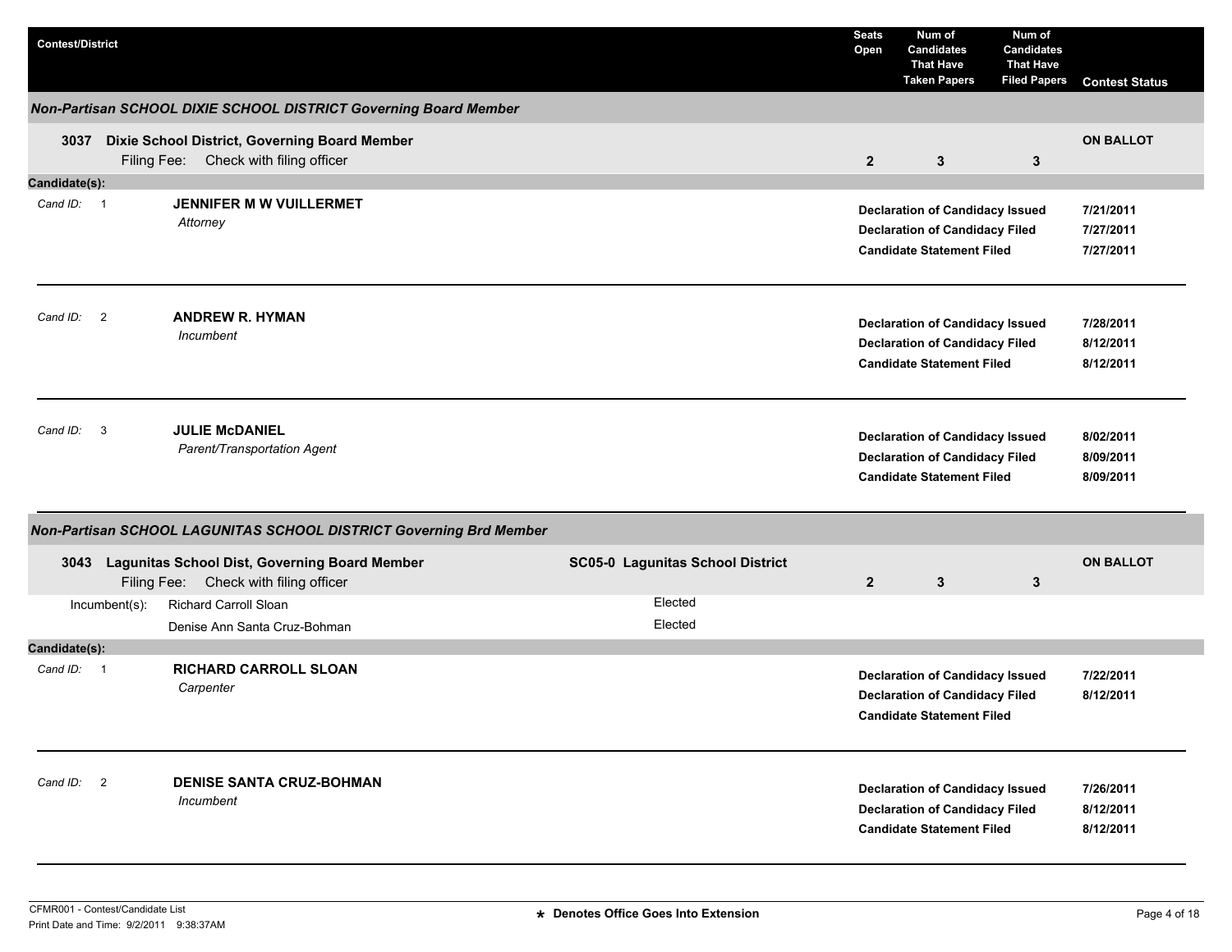| Contest/District | | Seats Open | Num of Candidates That Have Taken Papers | Num of Candidates That Have Filed Papers | Contest Status |
|---|---|---|---|---|---|

### *Non-Partisan SCHOOL DIXIE SCHOOL DISTRICT Governing Board Member*

| Contest/District | | Seats Open | Num of Candidates That Have Taken Papers | Num of Candidates That Have Filed Papers | Contest Status |
|---|---|---|---|---|---|
| **3037 Dixie School District, Governing Board Member** Filing Fee: Check with filing officer | | **2** | **3** | **3** | **ON BALLOT** |

**Candidate(s):**

| Cand ID | Candidate | Event | Date |
|---|---|---|---|
| 1 | **JENNIFER M W VUILLERMET** *Attorney* | **Declaration of Candidacy Issued** | **7/21/2011** |
| | | **Declaration of Candidacy Filed** | **7/27/2011** |
| | | **Candidate Statement Filed** | **7/27/2011** |
| 2 | **ANDREW R. HYMAN** *Incumbent* | **Declaration of Candidacy Issued** | **7/28/2011** |
| | | **Declaration of Candidacy Filed** | **8/12/2011** |
| | | **Candidate Statement Filed** | **8/12/2011** |
| 3 | **JULIE McDANIEL** *Parent/Transportation Agent* | **Declaration of Candidacy Issued** | **8/02/2011** |
| | | **Declaration of Candidacy Filed** | **8/09/2011** |
| | | **Candidate Statement Filed** | **8/09/2011** |

### *Non-Partisan SCHOOL LAGUNITAS SCHOOL DISTRICT Governing Brd Member*

| Contest/District | | Seats Open | Num of Candidates That Have Taken Papers | Num of Candidates That Have Filed Papers | Contest Status |
|---|---|---|---|---|---|
| **3043 Lagunitas School Dist, Governing Board Member** Filing Fee: Check with filing officer | **SC05-0 Lagunitas School District** | **2** | **3** | **3** | **ON BALLOT** |
| Incumbent(s): Richard Carroll Sloan | Elected | | | | |
| Denise Ann Santa Cruz-Bohman | Elected | | | | |

**Candidate(s):**

| Cand ID | Candidate | Event | Date |
|---|---|---|---|
| 1 | **RICHARD CARROLL SLOAN** *Carpenter* | **Declaration of Candidacy Issued** | **7/22/2011** |
| | | **Declaration of Candidacy Filed** | **8/12/2011** |
| | | **Candidate Statement Filed** | |
| 2 | **DENISE SANTA CRUZ-BOHMAN** *Incumbent* | **Declaration of Candidacy Issued** | **7/26/2011** |
| | | **Declaration of Candidacy Filed** | **8/12/2011** |
| | | **Candidate Statement Filed** | **8/12/2011** |

CFMR001 - Contest/Candidate List
Print Date and Time: 9/2/2011 9:38:37AM

**\* Denotes Office Goes Into Extension**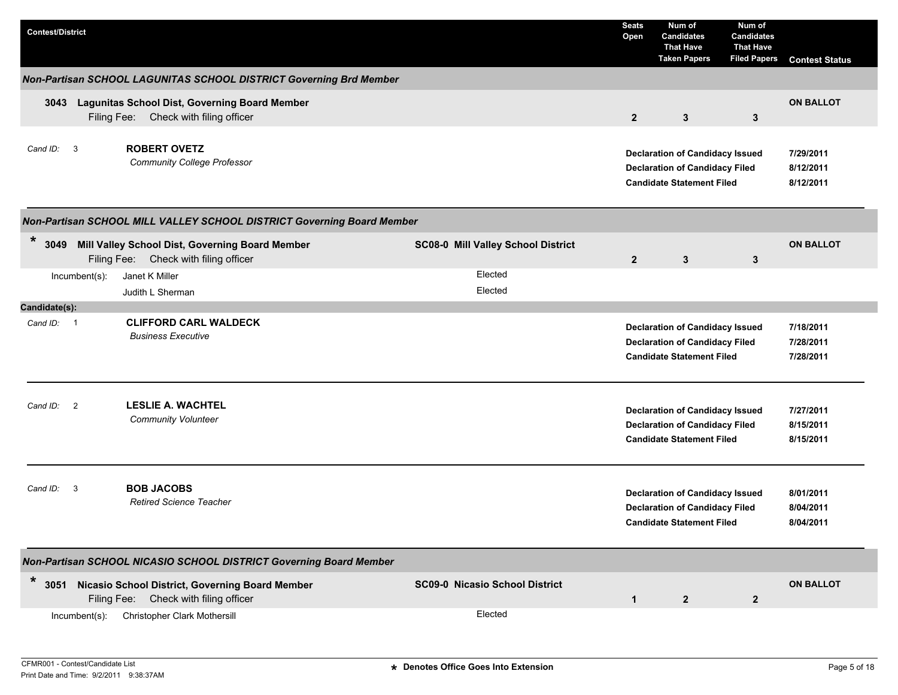| Contest/District | | Seats Open | Num of Candidates That Have Taken Papers | Num of Candidates That Have Filed Papers | Contest Status |
|---|---|---|---|---|---|

### *Non-Partisan SCHOOL LAGUNITAS SCHOOL DISTRICT Governing Brd Member*

**3043 Lagunitas School Dist, Governing Board Member**
Filing Fee: Check with filing officer

| Seats Open | Num of Candidates That Have Taken Papers | Num of Candidates That Have Filed Papers | Contest Status |
|---|---|---|---|
| 2 | 3 | 3 | ON BALLOT |

*Cand ID:* 3 — **ROBERT OVETZ**
*Community College Professor*

| | |
|---|---|
| **Declaration of Candidacy Issued** | **7/29/2011** |
| **Declaration of Candidacy Filed** | **8/12/2011** |
| **Candidate Statement Filed** | **8/12/2011** |

### *Non-Partisan SCHOOL MILL VALLEY SCHOOL DISTRICT Governing Board Member*

\* **3049 Mill Valley School Dist, Governing Board Member** — **SC08-0 Mill Valley School District**
Filing Fee: Check with filing officer

| Seats Open | Num of Candidates That Have Taken Papers | Num of Candidates That Have Filed Papers | Contest Status |
|---|---|---|---|
| 2 | 3 | 3 | ON BALLOT |

Incumbent(s):

| Incumbent | Status |
|---|---|
| Janet K Miller | Elected |
| Judith L Sherman | Elected |

**Candidate(s):**

*Cand ID:* 1 — **CLIFFORD CARL WALDECK**
*Business Executive*

| | |
|---|---|
| **Declaration of Candidacy Issued** | **7/18/2011** |
| **Declaration of Candidacy Filed** | **7/28/2011** |
| **Candidate Statement Filed** | **7/28/2011** |

*Cand ID:* 2 — **LESLIE A. WACHTEL**
*Community Volunteer*

| | |
|---|---|
| **Declaration of Candidacy Issued** | **7/27/2011** |
| **Declaration of Candidacy Filed** | **8/15/2011** |
| **Candidate Statement Filed** | **8/15/2011** |

*Cand ID:* 3 — **BOB JACOBS**
*Retired Science Teacher*

| | |
|---|---|
| **Declaration of Candidacy Issued** | **8/01/2011** |
| **Declaration of Candidacy Filed** | **8/04/2011** |
| **Candidate Statement Filed** | **8/04/2011** |

### *Non-Partisan SCHOOL NICASIO SCHOOL DISTRICT Governing Board Member*

\* **3051 Nicasio School District, Governing Board Member** — **SC09-0 Nicasio School District**
Filing Fee: Check with filing officer

| Seats Open | Num of Candidates That Have Taken Papers | Num of Candidates That Have Filed Papers | Contest Status |
|---|---|---|---|
| 1 | 2 | 2 | ON BALLOT |

Incumbent(s):

| Incumbent | Status |
|---|---|
| Christopher Clark Mothersill | Elected |

\* Denotes Office Goes Into Extension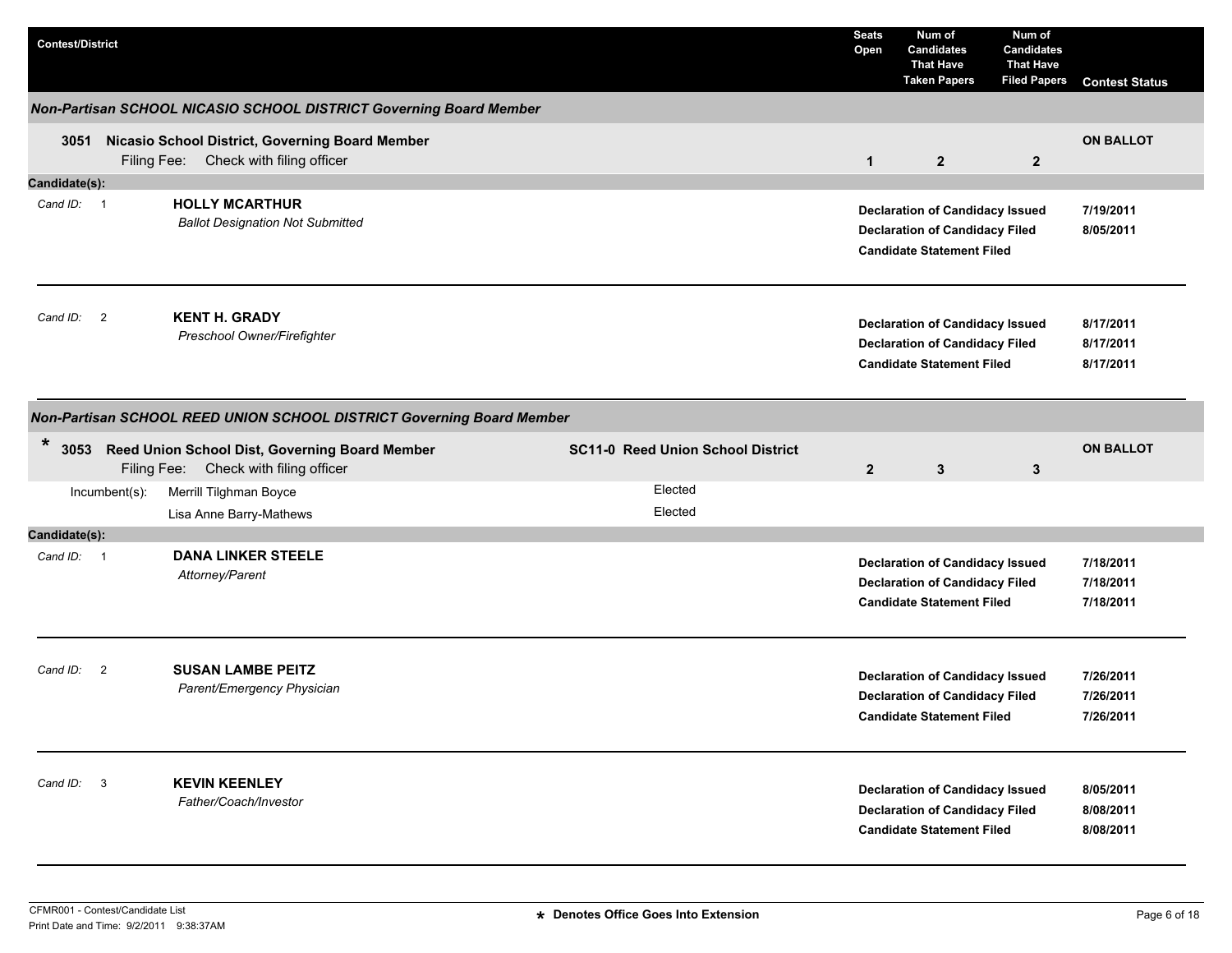| Contest/District | Seats Open | Num of Candidates That Have Taken Papers | Num of Candidates That Have Filed Papers | Contest Status |
|---|---|---|---|---|

### *Non-Partisan SCHOOL NICASIO SCHOOL DISTRICT Governing Board Member*

**3051 Nicasio School District, Governing Board Member**
Filing Fee: Check with filing officer

| Seats Open | Num of Candidates That Have Taken Papers | Num of Candidates That Have Filed Papers | Contest Status |
|---|---|---|---|
| 1 | 2 | 2 | ON BALLOT |

**Candidate(s):**

*Cand ID:* 1 — **HOLLY MCARTHUR**
*Ballot Designation Not Submitted*

| | |
|---|---|
| **Declaration of Candidacy Issued** | **7/19/2011** |
| **Declaration of Candidacy Filed** | **8/05/2011** |
| **Candidate Statement Filed** | |

*Cand ID:* 2 — **KENT H. GRADY**
*Preschool Owner/Firefighter*

| | |
|---|---|
| **Declaration of Candidacy Issued** | **8/17/2011** |
| **Declaration of Candidacy Filed** | **8/17/2011** |
| **Candidate Statement Filed** | **8/17/2011** |

### *Non-Partisan SCHOOL REED UNION SCHOOL DISTRICT Governing Board Member*

**\* 3053 Reed Union School Dist, Governing Board Member** — **SC11-0 Reed Union School District**
Filing Fee: Check with filing officer

| Seats Open | Num of Candidates That Have Taken Papers | Num of Candidates That Have Filed Papers | Contest Status |
|---|---|---|---|
| 2 | 3 | 3 | ON BALLOT |

Incumbent(s):

| Incumbent | |
|---|---|
| Merrill Tilghman Boyce | Elected |
| Lisa Anne Barry-Mathews | Elected |

**Candidate(s):**

*Cand ID:* 1 — **DANA LINKER STEELE**
*Attorney/Parent*

| | |
|---|---|
| **Declaration of Candidacy Issued** | **7/18/2011** |
| **Declaration of Candidacy Filed** | **7/18/2011** |
| **Candidate Statement Filed** | **7/18/2011** |

*Cand ID:* 2 — **SUSAN LAMBE PEITZ**
*Parent/Emergency Physician*

| | |
|---|---|
| **Declaration of Candidacy Issued** | **7/26/2011** |
| **Declaration of Candidacy Filed** | **7/26/2011** |
| **Candidate Statement Filed** | **7/26/2011** |

*Cand ID:* 3 — **KEVIN KEENLEY**
*Father/Coach/Investor*

| | |
|---|---|
| **Declaration of Candidacy Issued** | **8/05/2011** |
| **Declaration of Candidacy Filed** | **8/08/2011** |
| **Candidate Statement Filed** | **8/08/2011** |

**\* Denotes Office Goes Into Extension**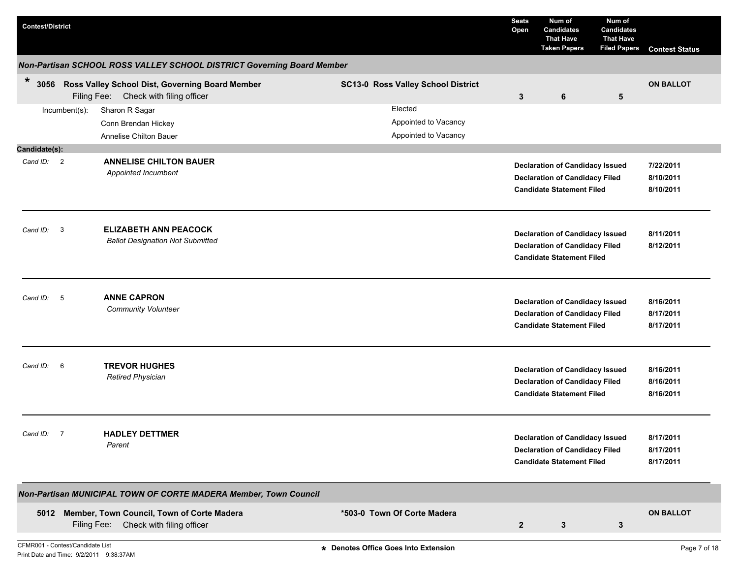| Contest/District | | Seats Open | Num of Candidates That Have Taken Papers | Num of Candidates That Have Filed Papers | Contest Status |
|---|---|---|---|---|---|

### Non-Partisan SCHOOL ROSS VALLEY SCHOOL DISTRICT Governing Board Member

| Contest/District | District | Seats Open | Num of Candidates That Have Taken Papers | Num of Candidates That Have Filed Papers | Contest Status |
|---|---|---|---|---|---|
| * **3056 Ross Valley School Dist, Governing Board Member** Filing Fee: Check with filing officer | **SC13-0 Ross Valley School District** | **3** | **6** | **5** | **ON BALLOT** |

| Incumbent(s): | Status |
|---|---|
| Sharon R Sagar | Elected |
| Conn Brendan Hickey | Appointed to Vacancy |
| Annelise Chilton Bauer | Appointed to Vacancy |

**Candidate(s):**

| Cand ID | Candidate | Event | Date |
|---|---|---|---|
| 2 | **ANNELISE CHILTON BAUER** *Appointed Incumbent* | **Declaration of Candidacy Issued** | **7/22/2011** |
| | | **Declaration of Candidacy Filed** | **8/10/2011** |
| | | **Candidate Statement Filed** | **8/10/2011** |
| 3 | **ELIZABETH ANN PEACOCK** *Ballot Designation Not Submitted* | **Declaration of Candidacy Issued** | **8/11/2011** |
| | | **Declaration of Candidacy Filed** | **8/12/2011** |
| | | **Candidate Statement Filed** | |
| 5 | **ANNE CAPRON** *Community Volunteer* | **Declaration of Candidacy Issued** | **8/16/2011** |
| | | **Declaration of Candidacy Filed** | **8/17/2011** |
| | | **Candidate Statement Filed** | **8/17/2011** |
| 6 | **TREVOR HUGHES** *Retired Physician* | **Declaration of Candidacy Issued** | **8/16/2011** |
| | | **Declaration of Candidacy Filed** | **8/16/2011** |
| | | **Candidate Statement Filed** | **8/16/2011** |
| 7 | **HADLEY DETTMER** *Parent* | **Declaration of Candidacy Issued** | **8/17/2011** |
| | | **Declaration of Candidacy Filed** | **8/17/2011** |
| | | **Candidate Statement Filed** | **8/17/2011** |

### Non-Partisan MUNICIPAL TOWN OF CORTE MADERA Member, Town Council

| Contest/District | District | Seats Open | Num of Candidates That Have Taken Papers | Num of Candidates That Have Filed Papers | Contest Status |
|---|---|---|---|---|---|
| **5012 Member, Town Council, Town of Corte Madera** Filing Fee: Check with filing officer | ***503-0 Town Of Corte Madera** | **2** | **3** | **3** | **ON BALLOT** |

CFMR001 - Contest/Candidate List
Print Date and Time: 9/2/2011 9:38:37AM

**\* Denotes Office Goes Into Extension**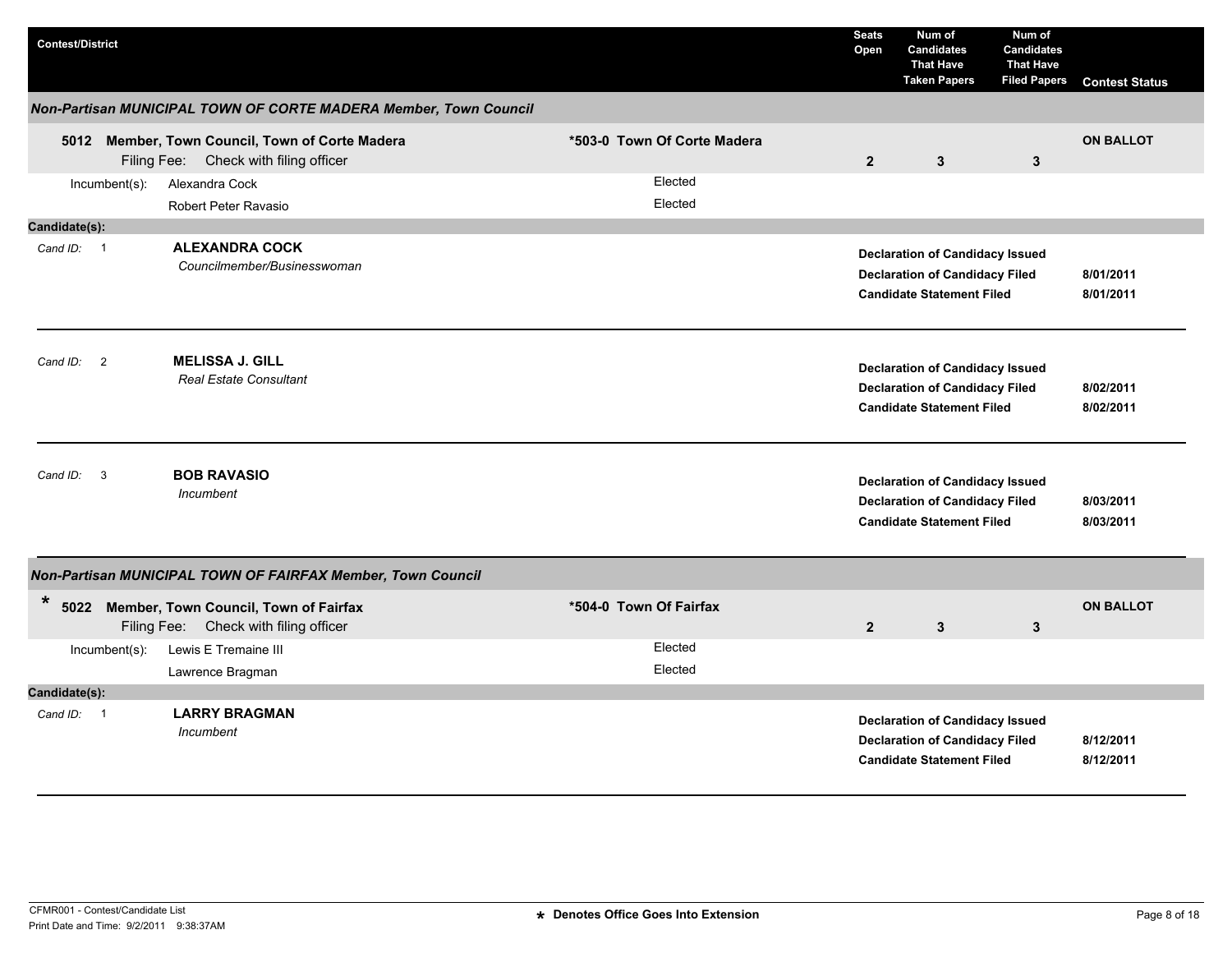| Contest/District | | Seats Open | Num of Candidates That Have Taken Papers | Num of Candidates That Have Filed Papers | Contest Status |
|---|---|---|---|---|---|

## *Non-Partisan MUNICIPAL TOWN OF CORTE MADERA Member, Town Council*

| Contest/District | District | Seats Open | Num of Candidates That Have Taken Papers | Num of Candidates That Have Filed Papers | Contest Status |
|---|---|---|---|---|---|
| **5012 Member, Town Council, Town of Corte Madera** Filing Fee: Check with filing officer | **\*503-0 Town Of Corte Madera** | **2** | **3** | **3** | **ON BALLOT** |

Incumbent(s):

- Alexandra Cock — Elected
- Robert Peter Ravasio — Elected

**Candidate(s):**

Cand ID: 1 — **ALEXANDRA COCK**
*Councilmember/Businesswoman*

- **Declaration of Candidacy Issued**
- **Declaration of Candidacy Filed** — **8/01/2011**
- **Candidate Statement Filed** — **8/01/2011**

---

Cand ID: 2 — **MELISSA J. GILL**
*Real Estate Consultant*

- **Declaration of Candidacy Issued**
- **Declaration of Candidacy Filed** — **8/02/2011**
- **Candidate Statement Filed** — **8/02/2011**

---

Cand ID: 3 — **BOB RAVASIO**
*Incumbent*

- **Declaration of Candidacy Issued**
- **Declaration of Candidacy Filed** — **8/03/2011**
- **Candidate Statement Filed** — **8/03/2011**

---

## *Non-Partisan MUNICIPAL TOWN OF FAIRFAX Member, Town Council*

| Contest/District | District | Seats Open | Num of Candidates That Have Taken Papers | Num of Candidates That Have Filed Papers | Contest Status |
|---|---|---|---|---|---|
| * **5022 Member, Town Council, Town of Fairfax** Filing Fee: Check with filing officer | **\*504-0 Town Of Fairfax** | **2** | **3** | **3** | **ON BALLOT** |

Incumbent(s):

- Lewis E Tremaine III — Elected
- Lawrence Bragman — Elected

**Candidate(s):**

Cand ID: 1 — **LARRY BRAGMAN**
*Incumbent*

- **Declaration of Candidacy Issued**
- **Declaration of Candidacy Filed** — **8/12/2011**
- **Candidate Statement Filed** — **8/12/2011**

---

CFMR001 - Contest/Candidate List
Print Date and Time: 9/2/2011 9:38:37AM

**\* Denotes Office Goes Into Extension**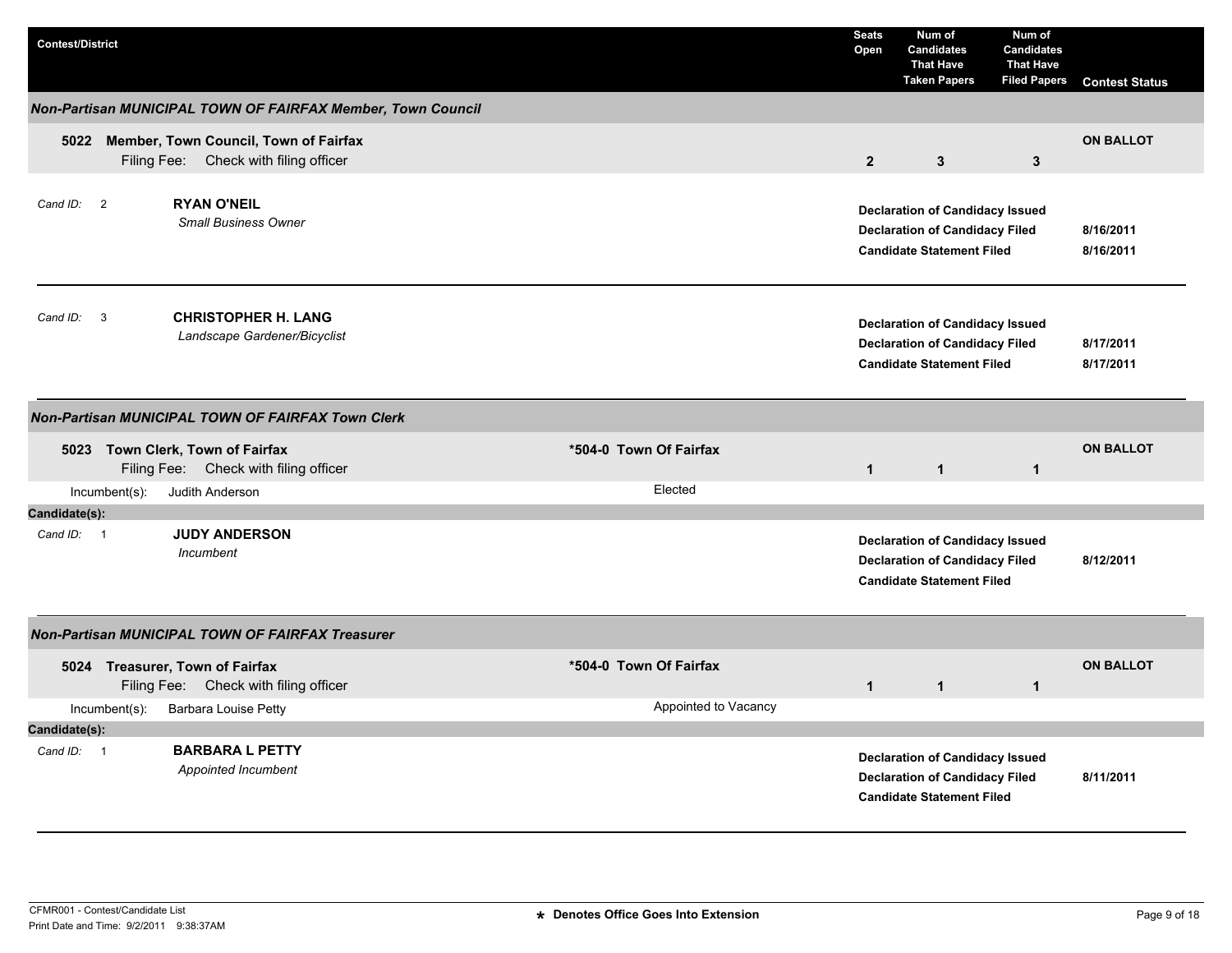| Contest/District | | Seats Open | Num of Candidates That Have Taken Papers | Num of Candidates That Have Filed Papers | Contest Status |
|---|---|---|---|---|---|

## Non-Partisan MUNICIPAL TOWN OF FAIRFAX Member, Town Council

| | | | | | |
|---|---|---|---|---|---|
| **5022 Member, Town Council, Town of Fairfax** | | | | | **ON BALLOT** |
| Filing Fee: Check with filing officer | | **2** | **3** | **3** | |

Cand ID: 2 — **RYAN O'NEIL**
*Small Business Owner*

| | |
|---|---|
| **Declaration of Candidacy Issued** | |
| **Declaration of Candidacy Filed** | 8/16/2011 |
| **Candidate Statement Filed** | 8/16/2011 |

Cand ID: 3 — **CHRISTOPHER H. LANG**
*Landscape Gardener/Bicyclist*

| | |
|---|---|
| **Declaration of Candidacy Issued** | |
| **Declaration of Candidacy Filed** | 8/17/2011 |
| **Candidate Statement Filed** | 8/17/2011 |

## Non-Partisan MUNICIPAL TOWN OF FAIRFAX Town Clerk

| | | | | | |
|---|---|---|---|---|---|
| **5023 Town Clerk, Town of Fairfax** | **\*504-0 Town Of Fairfax** | | | | **ON BALLOT** |
| Filing Fee: Check with filing officer | | **1** | **1** | **1** | |
| Incumbent(s): Judith Anderson | Elected | | | | |

**Candidate(s):**

Cand ID: 1 — **JUDY ANDERSON**
*Incumbent*

| | |
|---|---|
| **Declaration of Candidacy Issued** | |
| **Declaration of Candidacy Filed** | 8/12/2011 |
| **Candidate Statement Filed** | |

## Non-Partisan MUNICIPAL TOWN OF FAIRFAX Treasurer

| | | | | | |
|---|---|---|---|---|---|
| **5024 Treasurer, Town of Fairfax** | **\*504-0 Town Of Fairfax** | | | | **ON BALLOT** |
| Filing Fee: Check with filing officer | | **1** | **1** | **1** | |
| Incumbent(s): Barbara Louise Petty | Appointed to Vacancy | | | | |

**Candidate(s):**

Cand ID: 1 — **BARBARA L PETTY**
*Appointed Incumbent*

| | |
|---|---|
| **Declaration of Candidacy Issued** | |
| **Declaration of Candidacy Filed** | 8/11/2011 |
| **Candidate Statement Filed** | |

CFMR001 - Contest/Candidate List
Print Date and Time: 9/2/2011 9:38:37AM

**\* Denotes Office Goes Into Extension**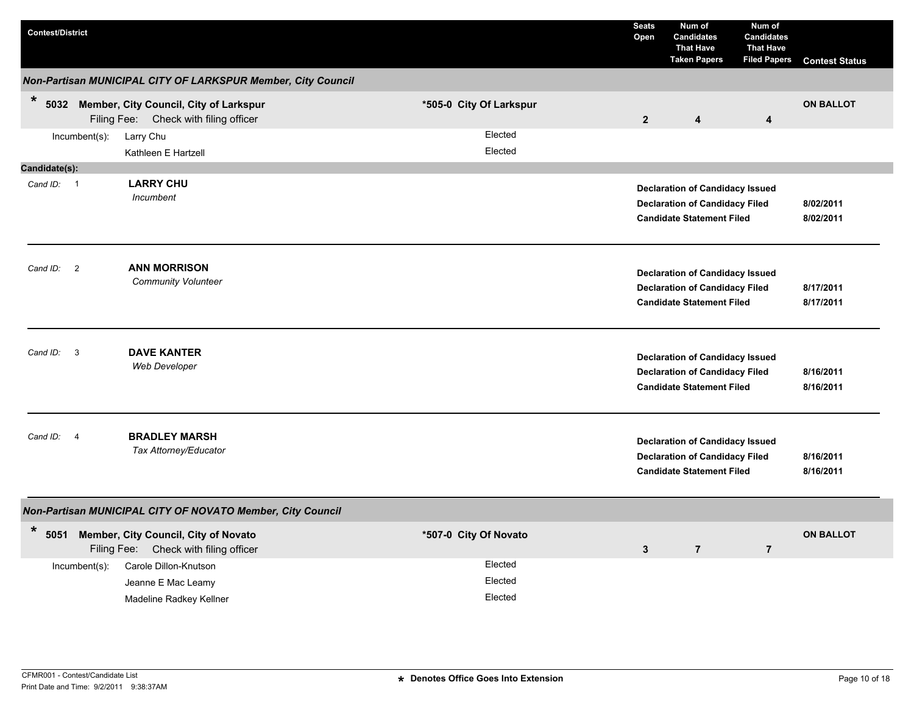| Contest/District | | Seats Open | Num of Candidates That Have Taken Papers | Num of Candidates That Have Filed Papers | Contest Status |
|---|---|---|---|---|---|

### Non-Partisan MUNICIPAL CITY OF LARKSPUR Member, City Council

**\* 5032 Member, City Council, City of Larkspur** — **\*505-0 City Of Larkspur**

Filing Fee: Check with filing officer

| Seats Open | Num of Candidates That Have Taken Papers | Num of Candidates That Have Filed Papers | Contest Status |
|---|---|---|---|
| 2 | 4 | 4 | ON BALLOT |

Incumbent(s):

| Incumbent | Status |
|---|---|
| Larry Chu | Elected |
| Kathleen E Hartzell | Elected |

**Candidate(s):**

Cand ID: 1 — **LARRY CHU**
*Incumbent*

| | |
|---|---|
| **Declaration of Candidacy Issued** | |
| **Declaration of Candidacy Filed** | **8/02/2011** |
| **Candidate Statement Filed** | **8/02/2011** |

---

Cand ID: 2 — **ANN MORRISON**
*Community Volunteer*

| | |
|---|---|
| **Declaration of Candidacy Issued** | |
| **Declaration of Candidacy Filed** | **8/17/2011** |
| **Candidate Statement Filed** | **8/17/2011** |

---

Cand ID: 3 — **DAVE KANTER**
*Web Developer*

| | |
|---|---|
| **Declaration of Candidacy Issued** | |
| **Declaration of Candidacy Filed** | **8/16/2011** |
| **Candidate Statement Filed** | **8/16/2011** |

---

Cand ID: 4 — **BRADLEY MARSH**
*Tax Attorney/Educator*

| | |
|---|---|
| **Declaration of Candidacy Issued** | |
| **Declaration of Candidacy Filed** | **8/16/2011** |
| **Candidate Statement Filed** | **8/16/2011** |

---

### Non-Partisan MUNICIPAL CITY OF NOVATO Member, City Council

**\* 5051 Member, City Council, City of Novato** — **\*507-0 City Of Novato**

Filing Fee: Check with filing officer

| Seats Open | Num of Candidates That Have Taken Papers | Num of Candidates That Have Filed Papers | Contest Status |
|---|---|---|---|
| 3 | 7 | 7 | ON BALLOT |

Incumbent(s):

| Incumbent | Status |
|---|---|
| Carole Dillon-Knutson | Elected |
| Jeanne E Mac Leamy | Elected |
| Madeline Radkey Kellner | Elected |

**\*** Denotes Office Goes Into Extension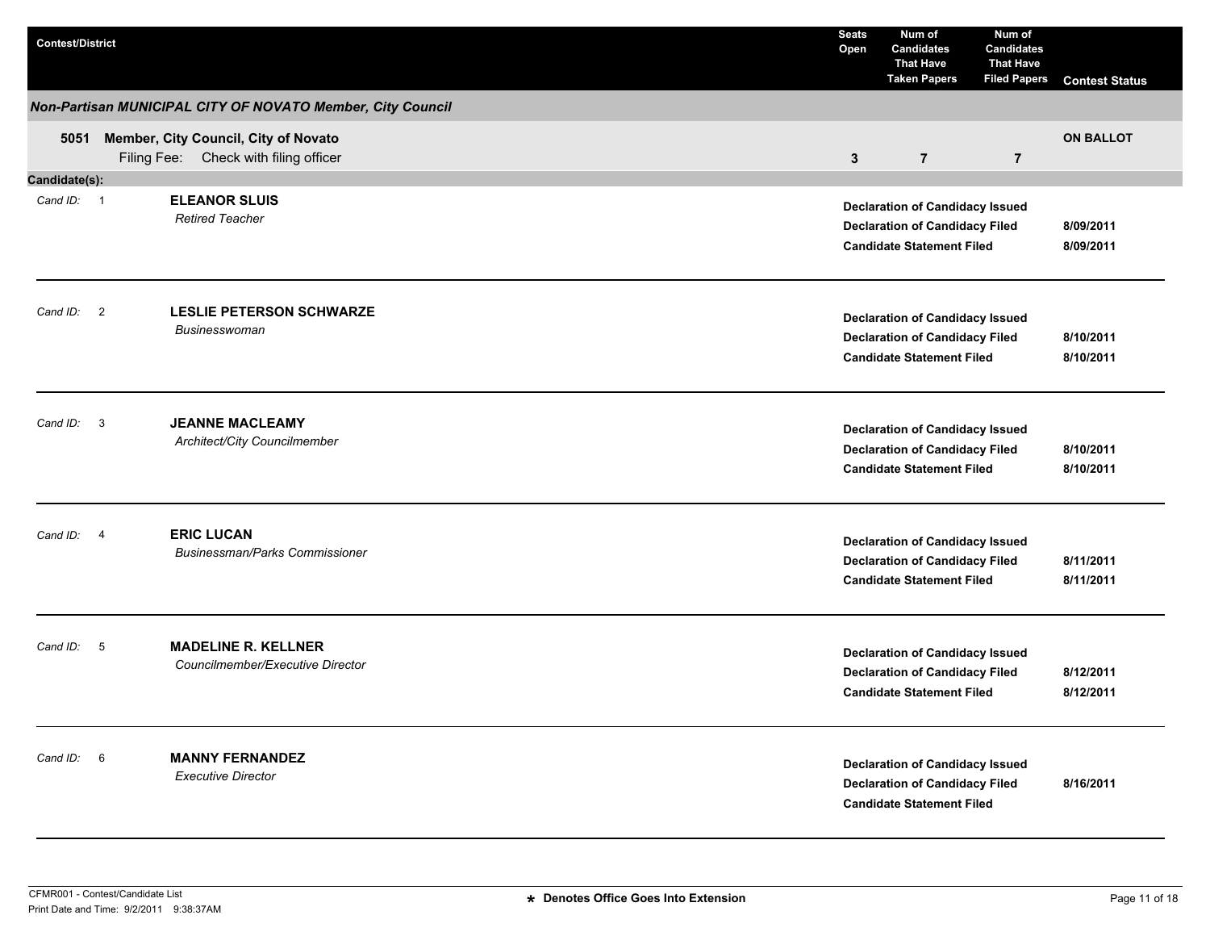| Contest/District | Seats Open | Num of Candidates That Have Taken Papers | Num of Candidates That Have Filed Papers | Contest Status |
|---|---|---|---|---|

***Non-Partisan MUNICIPAL CITY OF NOVATO Member, City Council***

| | Seats Open | Num of Candidates That Have Taken Papers | Num of Candidates That Have Filed Papers | Contest Status |
|---|---|---|---|---|
| **5051 Member, City Council, City of Novato**<br>Filing Fee: Check with filing officer | **3** | **7** | **7** | **ON BALLOT** |

**Candidate(s):**

| Cand ID | Candidate | Status | Date |
|---|---|---|---|
| 1 | **ELEANOR SLUIS**<br>*Retired Teacher* | **Declaration of Candidacy Issued** | |
| | | **Declaration of Candidacy Filed** | **8/09/2011** |
| | | **Candidate Statement Filed** | **8/09/2011** |
| 2 | **LESLIE PETERSON SCHWARZE**<br>*Businesswoman* | **Declaration of Candidacy Issued** | |
| | | **Declaration of Candidacy Filed** | **8/10/2011** |
| | | **Candidate Statement Filed** | **8/10/2011** |
| 3 | **JEANNE MACLEAMY**<br>*Architect/City Councilmember* | **Declaration of Candidacy Issued** | |
| | | **Declaration of Candidacy Filed** | **8/10/2011** |
| | | **Candidate Statement Filed** | **8/10/2011** |
| 4 | **ERIC LUCAN**<br>*Businessman/Parks Commissioner* | **Declaration of Candidacy Issued** | |
| | | **Declaration of Candidacy Filed** | **8/11/2011** |
| | | **Candidate Statement Filed** | **8/11/2011** |
| 5 | **MADELINE R. KELLNER**<br>*Councilmember/Executive Director* | **Declaration of Candidacy Issued** | |
| | | **Declaration of Candidacy Filed** | **8/12/2011** |
| | | **Candidate Statement Filed** | **8/12/2011** |
| 6 | **MANNY FERNANDEZ**<br>*Executive Director* | **Declaration of Candidacy Issued** | |
| | | **Declaration of Candidacy Filed** | **8/16/2011** |
| | | **Candidate Statement Filed** | |

CFMR001 - Contest/Candidate List
Print Date and Time: 9/2/2011 9:38:37AM

**\* Denotes Office Goes Into Extension**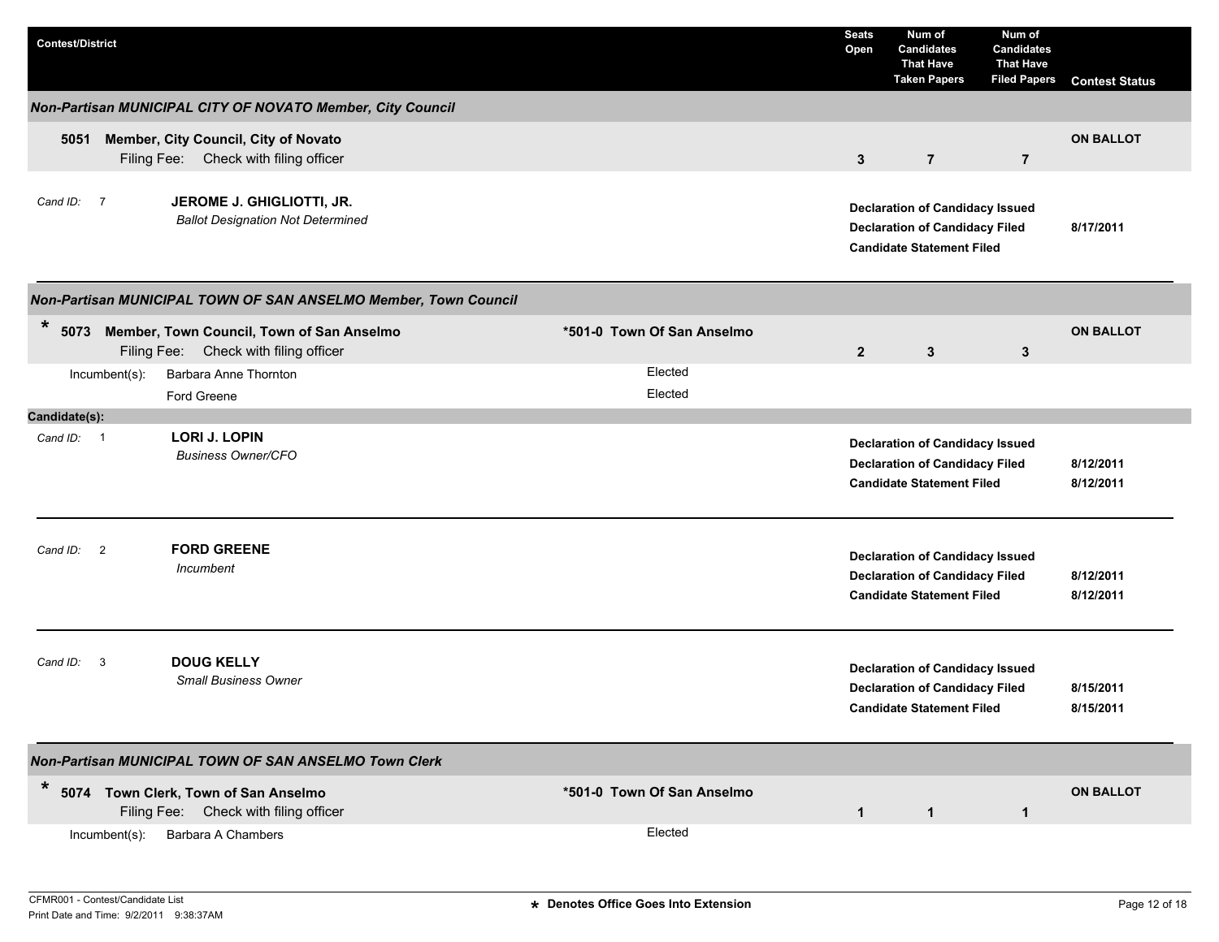| Contest/District | | Seats Open | Num of Candidates That Have Taken Papers | Num of Candidates That Have Filed Papers | Contest Status |
|---|---|---|---|---|---|

### Non-Partisan MUNICIPAL CITY OF NOVATO Member, City Council

**5051 Member, City Council, City of Novato**
Filing Fee: Check with filing officer

| Seats Open | Num of Candidates That Have Taken Papers | Num of Candidates That Have Filed Papers | Contest Status |
|---|---|---|---|
| 3 | 7 | 7 | ON BALLOT |

*Cand ID:* 7 **JEROME J. GHIGLIOTTI, JR.**
*Ballot Designation Not Determined*

| | |
|---|---|
| **Declaration of Candidacy Issued** | |
| **Declaration of Candidacy Filed** | 8/17/2011 |
| **Candidate Statement Filed** | |

### Non-Partisan MUNICIPAL TOWN OF SAN ANSELMO Member, Town Council

\* **5073 Member, Town Council, Town of San Anselmo** — **\*501-0 Town Of San Anselmo**
Filing Fee: Check with filing officer

| Seats Open | Num of Candidates That Have Taken Papers | Num of Candidates That Have Filed Papers | Contest Status |
|---|---|---|---|
| 2 | 3 | 3 | ON BALLOT |

Incumbent(s):

| Incumbent | Status |
|---|---|
| Barbara Anne Thornton | Elected |
| Ford Greene | Elected |

**Candidate(s):**

*Cand ID:* 1 **LORI J. LOPIN**
*Business Owner/CFO*

| | |
|---|---|
| **Declaration of Candidacy Issued** | |
| **Declaration of Candidacy Filed** | 8/12/2011 |
| **Candidate Statement Filed** | 8/12/2011 |

*Cand ID:* 2 **FORD GREENE**
*Incumbent*

| | |
|---|---|
| **Declaration of Candidacy Issued** | |
| **Declaration of Candidacy Filed** | 8/12/2011 |
| **Candidate Statement Filed** | 8/12/2011 |

*Cand ID:* 3 **DOUG KELLY**
*Small Business Owner*

| | |
|---|---|
| **Declaration of Candidacy Issued** | |
| **Declaration of Candidacy Filed** | 8/15/2011 |
| **Candidate Statement Filed** | 8/15/2011 |

### Non-Partisan MUNICIPAL TOWN OF SAN ANSELMO Town Clerk

\* **5074 Town Clerk, Town of San Anselmo** — **\*501-0 Town Of San Anselmo**
Filing Fee: Check with filing officer

| Seats Open | Num of Candidates That Have Taken Papers | Num of Candidates That Have Filed Papers | Contest Status |
|---|---|---|---|
| 1 | 1 | 1 | ON BALLOT |

Incumbent(s):

| Incumbent | Status |
|---|---|
| Barbara A Chambers | Elected |

CFMR001 - Contest/Candidate List
Print Date and Time: 9/2/2011 9:38:37AM

\* Denotes Office Goes Into Extension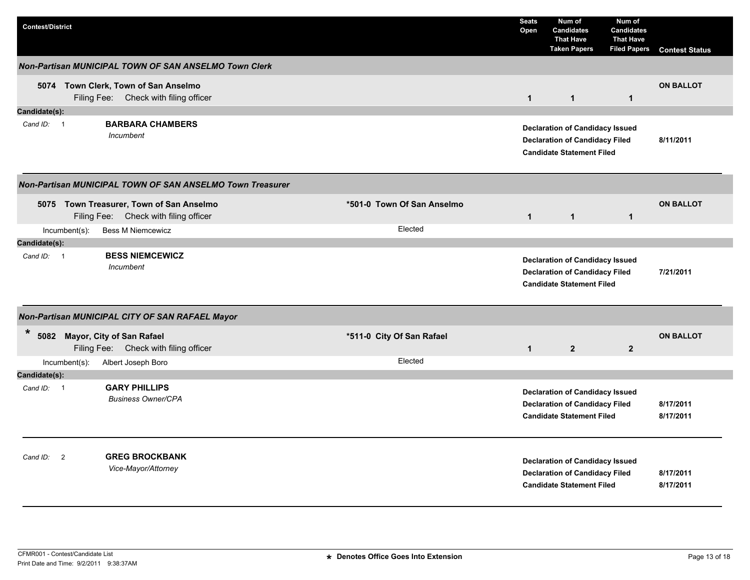| Contest/District | | Seats Open | Num of Candidates That Have Taken Papers | Num of Candidates That Have Filed Papers | Contest Status |
|---|---|---|---|---|---|

## Non-Partisan MUNICIPAL TOWN OF SAN ANSELMO Town Clerk

| | | Seats Open | Taken Papers | Filed Papers | Contest Status |
|---|---|---|---|---|---|
| **5074 Town Clerk, Town of San Anselmo** Filing Fee: Check with filing officer | | **1** | **1** | **1** | **ON BALLOT** |

**Candidate(s):**

*Cand ID:* 1 **BARBARA CHAMBERS**
*Incumbent*

- **Declaration of Candidacy Issued**
- **Declaration of Candidacy Filed** 8/11/2011
- **Candidate Statement Filed**

## Non-Partisan MUNICIPAL TOWN OF SAN ANSELMO Town Treasurer

| | | Seats Open | Taken Papers | Filed Papers | Contest Status |
|---|---|---|---|---|---|
| **5075 Town Treasurer, Town of San Anselmo** Filing Fee: Check with filing officer | **\*501-0 Town Of San Anselmo** | **1** | **1** | **1** | **ON BALLOT** |
| Incumbent(s): Bess M Niemcewicz | Elected | | | | |

**Candidate(s):**

*Cand ID:* 1 **BESS NIEMCEWICZ**
*Incumbent*

- **Declaration of Candidacy Issued**
- **Declaration of Candidacy Filed** 7/21/2011
- **Candidate Statement Filed**

## Non-Partisan MUNICIPAL CITY OF SAN RAFAEL Mayor

| | | Seats Open | Taken Papers | Filed Papers | Contest Status |
|---|---|---|---|---|---|
| **\* 5082 Mayor, City of San Rafael** Filing Fee: Check with filing officer | **\*511-0 City Of San Rafael** | **1** | **2** | **2** | **ON BALLOT** |
| Incumbent(s): Albert Joseph Boro | Elected | | | | |

**Candidate(s):**

*Cand ID:* 1 **GARY PHILLIPS**
*Business Owner/CPA*

- **Declaration of Candidacy Issued**
- **Declaration of Candidacy Filed** 8/17/2011
- **Candidate Statement Filed** 8/17/2011

*Cand ID:* 2 **GREG BROCKBANK**
*Vice-Mayor/Attorney*

- **Declaration of Candidacy Issued**
- **Declaration of Candidacy Filed** 8/17/2011
- **Candidate Statement Filed** 8/17/2011

CFMR001 - Contest/Candidate List
Print Date and Time: 9/2/2011 9:38:37AM

**\* Denotes Office Goes Into Extension**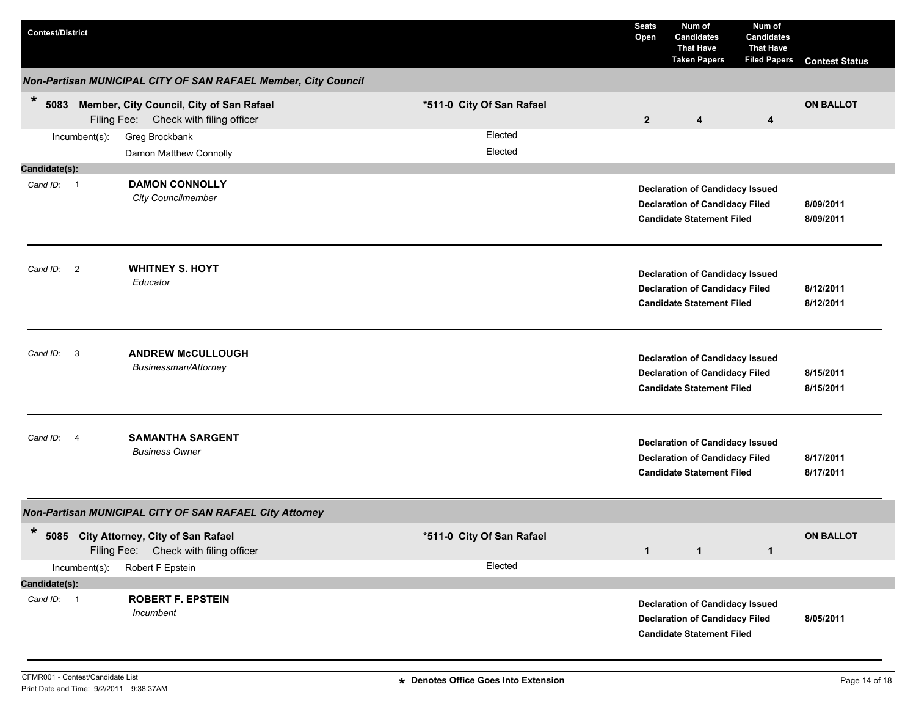| Contest/District | | Seats Open | Num of Candidates That Have Taken Papers | Num of Candidates That Have Filed Papers | Contest Status |
|---|---|---|---|---|---|

### *Non-Partisan MUNICIPAL CITY OF SAN RAFAEL Member, City Council*

| Contest/District | | Seats Open | Num of Candidates That Have Taken Papers | Num of Candidates That Have Filed Papers | Contest Status |
|---|---|---|---|---|---|
| * **5083 Member, City Council, City of San Rafael** Filing Fee: Check with filing officer | **\*511-0 City Of San Rafael** | **2** | **4** | **4** | **ON BALLOT** |

Incumbent(s):

- Greg Brockbank — Elected
- Damon Matthew Connolly — Elected

**Candidate(s):**

| Cand ID | Candidate | Status | Date |
|---|---|---|---|
| 1 | **DAMON CONNOLLY** *City Councilmember* | **Declaration of Candidacy Issued** | |
| | | **Declaration of Candidacy Filed** | **8/09/2011** |
| | | **Candidate Statement Filed** | **8/09/2011** |
| 2 | **WHITNEY S. HOYT** *Educator* | **Declaration of Candidacy Issued** | |
| | | **Declaration of Candidacy Filed** | **8/12/2011** |
| | | **Candidate Statement Filed** | **8/12/2011** |
| 3 | **ANDREW McCULLOUGH** *Businessman/Attorney* | **Declaration of Candidacy Issued** | |
| | | **Declaration of Candidacy Filed** | **8/15/2011** |
| | | **Candidate Statement Filed** | **8/15/2011** |
| 4 | **SAMANTHA SARGENT** *Business Owner* | **Declaration of Candidacy Issued** | |
| | | **Declaration of Candidacy Filed** | **8/17/2011** |
| | | **Candidate Statement Filed** | **8/17/2011** |

### *Non-Partisan MUNICIPAL CITY OF SAN RAFAEL City Attorney*

| Contest/District | | Seats Open | Num of Candidates That Have Taken Papers | Num of Candidates That Have Filed Papers | Contest Status |
|---|---|---|---|---|---|
| * **5085 City Attorney, City of San Rafael** Filing Fee: Check with filing officer | **\*511-0 City Of San Rafael** | **1** | **1** | **1** | **ON BALLOT** |

Incumbent(s):

- Robert F Epstein — Elected

**Candidate(s):**

| Cand ID | Candidate | Status | Date |
|---|---|---|---|
| 1 | **ROBERT F. EPSTEIN** *Incumbent* | **Declaration of Candidacy Issued** | |
| | | **Declaration of Candidacy Filed** | **8/05/2011** |
| | | **Candidate Statement Filed** | |

CFMR001 - Contest/Candidate List
Print Date and Time: 9/2/2011 9:38:37AM

**\* Denotes Office Goes Into Extension**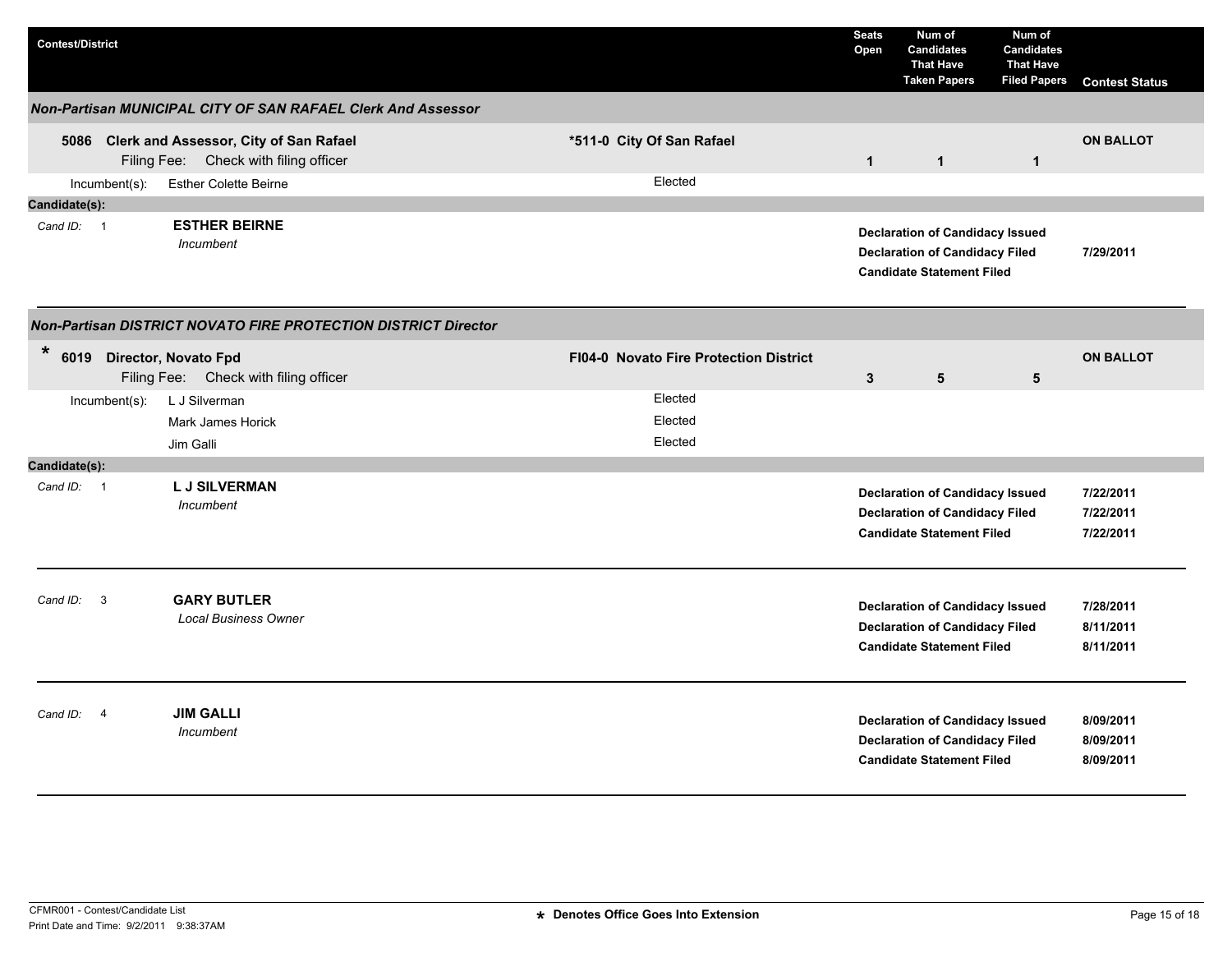| Contest/District | | Seats Open | Num of Candidates That Have Taken Papers | Num of Candidates That Have Filed Papers | Contest Status |
|---|---|---|---|---|---|

### *Non-Partisan MUNICIPAL CITY OF SAN RAFAEL Clerk And Assessor*

| | | | | | |
|---|---|---|---|---|---|
| **5086 Clerk and Assessor, City of San Rafael** Filing Fee: Check with filing officer | ***511-0 City Of San Rafael** | **1** | **1** | **1** | **ON BALLOT** |
| Incumbent(s): Esther Colette Beirne | Elected | | | | |

**Candidate(s):**

| Cand ID | Candidate | Status | Date |
|---|---|---|---|
| 1 | **ESTHER BEIRNE** *Incumbent* | **Declaration of Candidacy Issued** | |
| | | **Declaration of Candidacy Filed** | **7/29/2011** |
| | | **Candidate Statement Filed** | |

### *Non-Partisan DISTRICT NOVATO FIRE PROTECTION DISTRICT Director*

| | | | | | |
|---|---|---|---|---|---|
| * **6019 Director, Novato Fpd** Filing Fee: Check with filing officer | **FI04-0 Novato Fire Protection District** | **3** | **5** | **5** | **ON BALLOT** |
| Incumbent(s): L J Silverman | Elected | | | | |
| Mark James Horick | Elected | | | | |
| Jim Galli | Elected | | | | |

**Candidate(s):**

| Cand ID | Candidate | Status | Date |
|---|---|---|---|
| 1 | **L J SILVERMAN** *Incumbent* | **Declaration of Candidacy Issued** | **7/22/2011** |
| | | **Declaration of Candidacy Filed** | **7/22/2011** |
| | | **Candidate Statement Filed** | **7/22/2011** |
| 3 | **GARY BUTLER** *Local Business Owner* | **Declaration of Candidacy Issued** | **7/28/2011** |
| | | **Declaration of Candidacy Filed** | **8/11/2011** |
| | | **Candidate Statement Filed** | **8/11/2011** |
| 4 | **JIM GALLI** *Incumbent* | **Declaration of Candidacy Issued** | **8/09/2011** |
| | | **Declaration of Candidacy Filed** | **8/09/2011** |
| | | **Candidate Statement Filed** | **8/09/2011** |

CFMR001 - Contest/Candidate List
Print Date and Time: 9/2/2011 9:38:37AM

* Denotes Office Goes Into Extension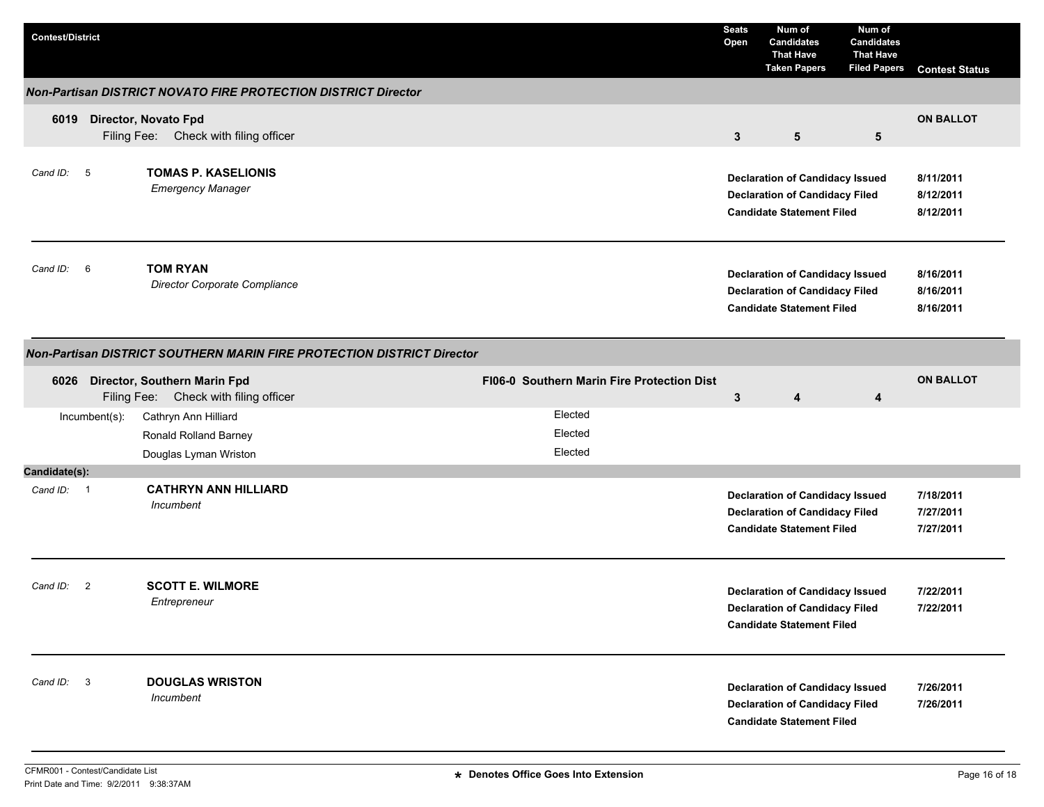| Contest/District | | Seats Open | Num of Candidates That Have Taken Papers | Num of Candidates That Have Filed Papers | Contest Status |
|---|---|---|---|---|---|

## Non-Partisan DISTRICT NOVATO FIRE PROTECTION DISTRICT Director

**6019 Director, Novato Fpd**
Filing Fee: Check with filing officer

| Seats Open | Num of Candidates That Have Taken Papers | Num of Candidates That Have Filed Papers | Contest Status |
|---|---|---|---|
| 3 | 5 | 5 | ON BALLOT |

*Cand ID:* 5 **TOMAS P. KASELIONIS**
*Emergency Manager*

| | |
|---|---|
| **Declaration of Candidacy Issued** | **8/11/2011** |
| **Declaration of Candidacy Filed** | **8/12/2011** |
| **Candidate Statement Filed** | **8/12/2011** |

*Cand ID:* 6 **TOM RYAN**
*Director Corporate Compliance*

| | |
|---|---|
| **Declaration of Candidacy Issued** | **8/16/2011** |
| **Declaration of Candidacy Filed** | **8/16/2011** |
| **Candidate Statement Filed** | **8/16/2011** |

## Non-Partisan DISTRICT SOUTHERN MARIN FIRE PROTECTION DISTRICT Director

**6026 Director, Southern Marin Fpd** — **FI06-0 Southern Marin Fire Protection Dist**
Filing Fee: Check with filing officer

| Seats Open | Num of Candidates That Have Taken Papers | Num of Candidates That Have Filed Papers | Contest Status |
|---|---|---|---|
| 3 | 4 | 4 | ON BALLOT |

| Incumbent(s): | |
|---|---|
| Cathryn Ann Hilliard | Elected |
| Ronald Rolland Barney | Elected |
| Douglas Lyman Wriston | Elected |

**Candidate(s):**

*Cand ID:* 1 **CATHRYN ANN HILLIARD**
*Incumbent*

| | |
|---|---|
| **Declaration of Candidacy Issued** | **7/18/2011** |
| **Declaration of Candidacy Filed** | **7/27/2011** |
| **Candidate Statement Filed** | **7/27/2011** |

*Cand ID:* 2 **SCOTT E. WILMORE**
*Entrepreneur*

| | |
|---|---|
| **Declaration of Candidacy Issued** | **7/22/2011** |
| **Declaration of Candidacy Filed** | **7/22/2011** |
| **Candidate Statement Filed** | |

*Cand ID:* 3 **DOUGLAS WRISTON**
*Incumbent*

| | |
|---|---|
| **Declaration of Candidacy Issued** | **7/26/2011** |
| **Declaration of Candidacy Filed** | **7/26/2011** |
| **Candidate Statement Filed** | |

CFMR001 - Contest/Candidate List
Print Date and Time: 9/2/2011 9:38:37AM

**\* Denotes Office Goes Into Extension**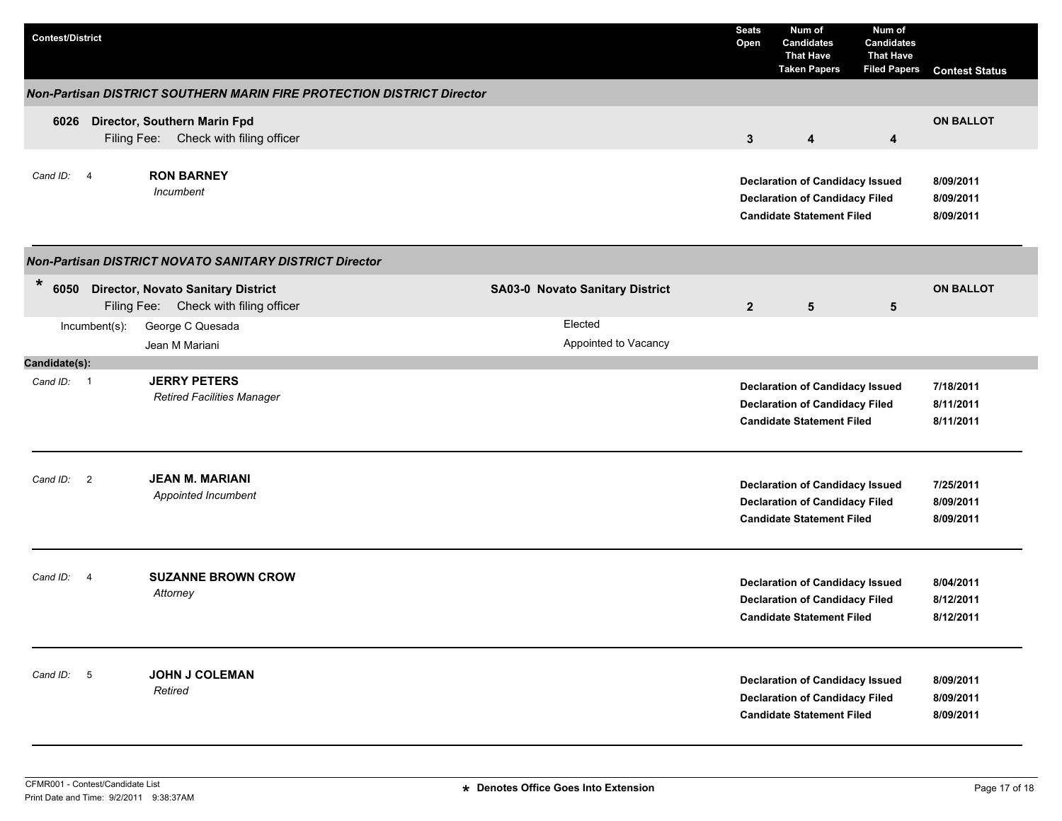| Contest/District | | Seats Open | Num of Candidates That Have Taken Papers | Num of Candidates That Have Filed Papers | Contest Status |
|---|---|---|---|---|---|

### Non-Partisan DISTRICT SOUTHERN MARIN FIRE PROTECTION DISTRICT Director

| Contest | | Seats Open | Taken Papers | Filed Papers | Contest Status |
|---|---|---|---|---|---|
| **6026 Director, Southern Marin Fpd** Filing Fee: Check with filing officer | | **3** | **4** | **4** | **ON BALLOT** |

Cand ID: 4 — **RON BARNEY**
*Incumbent*

| | |
|---|---|
| **Declaration of Candidacy Issued** | **8/09/2011** |
| **Declaration of Candidacy Filed** | **8/09/2011** |
| **Candidate Statement Filed** | **8/09/2011** |

### Non-Partisan DISTRICT NOVATO SANITARY DISTRICT Director

| Contest | District | Seats Open | Taken Papers | Filed Papers | Contest Status |
|---|---|---|---|---|---|
| * **6050 Director, Novato Sanitary District** Filing Fee: Check with filing officer | **SA03-0 Novato Sanitary District** | **2** | **5** | **5** | **ON BALLOT** |

Incumbent(s):

| Incumbent | |
|---|---|
| George C Quesada | Elected |
| Jean M Mariani | Appointed to Vacancy |

**Candidate(s):**

Cand ID: 1 — **JERRY PETERS**
*Retired Facilities Manager*

| | |
|---|---|
| **Declaration of Candidacy Issued** | **7/18/2011** |
| **Declaration of Candidacy Filed** | **8/11/2011** |
| **Candidate Statement Filed** | **8/11/2011** |

Cand ID: 2 — **JEAN M. MARIANI**
*Appointed Incumbent*

| | |
|---|---|
| **Declaration of Candidacy Issued** | **7/25/2011** |
| **Declaration of Candidacy Filed** | **8/09/2011** |
| **Candidate Statement Filed** | **8/09/2011** |

Cand ID: 4 — **SUZANNE BROWN CROW**
*Attorney*

| | |
|---|---|
| **Declaration of Candidacy Issued** | **8/04/2011** |
| **Declaration of Candidacy Filed** | **8/12/2011** |
| **Candidate Statement Filed** | **8/12/2011** |

Cand ID: 5 — **JOHN J COLEMAN**
*Retired*

| | |
|---|---|
| **Declaration of Candidacy Issued** | **8/09/2011** |
| **Declaration of Candidacy Filed** | **8/09/2011** |
| **Candidate Statement Filed** | **8/09/2011** |

CFMR001 - Contest/Candidate List
Print Date and Time: 9/2/2011 9:38:37AM

**\* Denotes Office Goes Into Extension**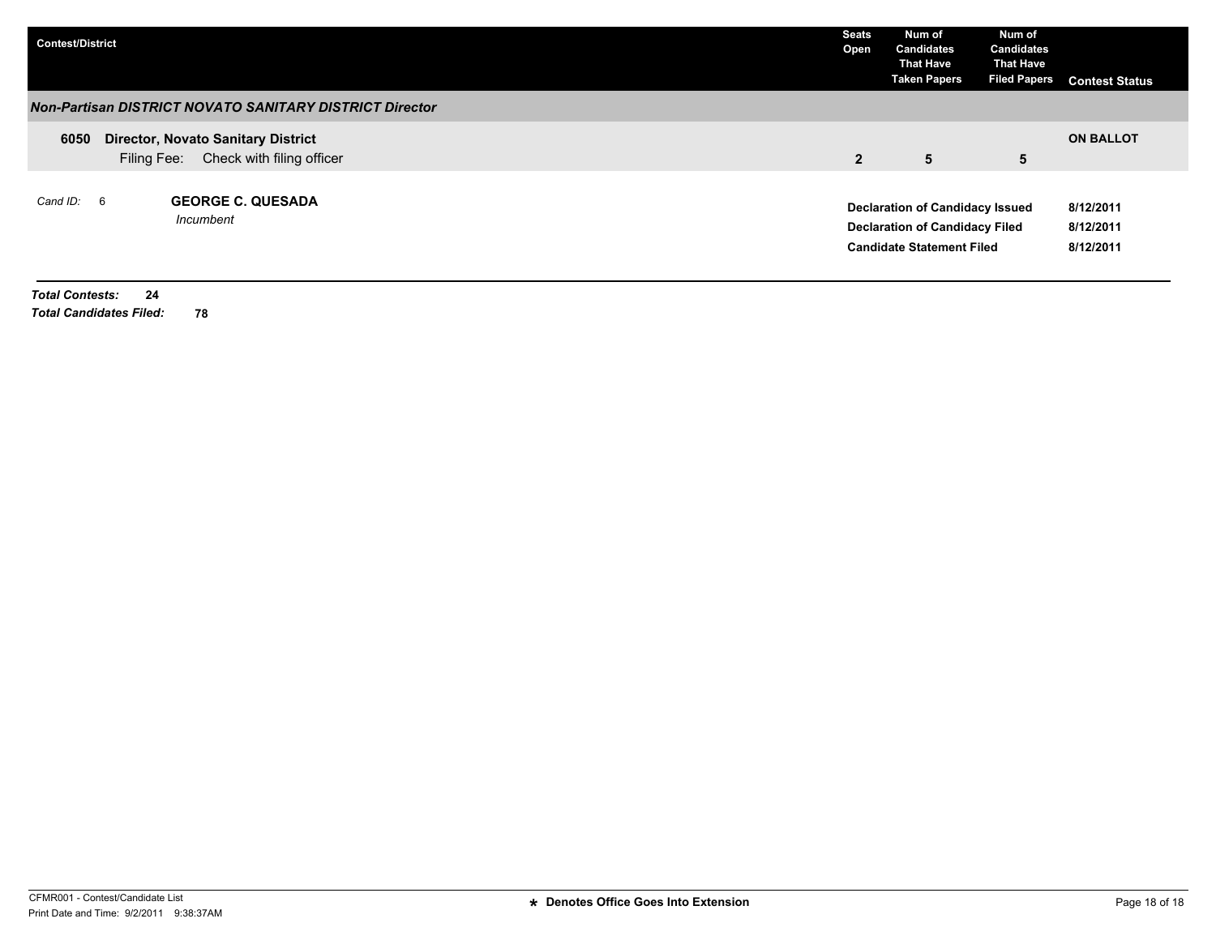| Contest/District | Seats Open | Num of Candidates That Have Taken Papers | Num of Candidates That Have Filed Papers | Contest Status |
|---|---|---|---|---|
| ***Non-Partisan DISTRICT NOVATO SANITARY DISTRICT Director*** | | | | |
| **6050 Director, Novato Sanitary District**<br>Filing Fee: Check with filing officer | **2** | **5** | **5** | **ON BALLOT** |

| | | | |
|---|---|---|---|
| *Cand ID:* 6 | **GEORGE C. QUESADA**<br>*Incumbent* | **Declaration of Candidacy Issued**<br>**Declaration of Candidacy Filed**<br>**Candidate Statement Filed** | **8/12/2011**<br>**8/12/2011**<br>**8/12/2011** |

***Total Contests:*** **24**

***Total Candidates Filed:*** **78**

CFMR001 - Contest/Candidate List

Print Date and Time: 9/2/2011 9:38:37AM

**\* Denotes Office Goes Into Extension**